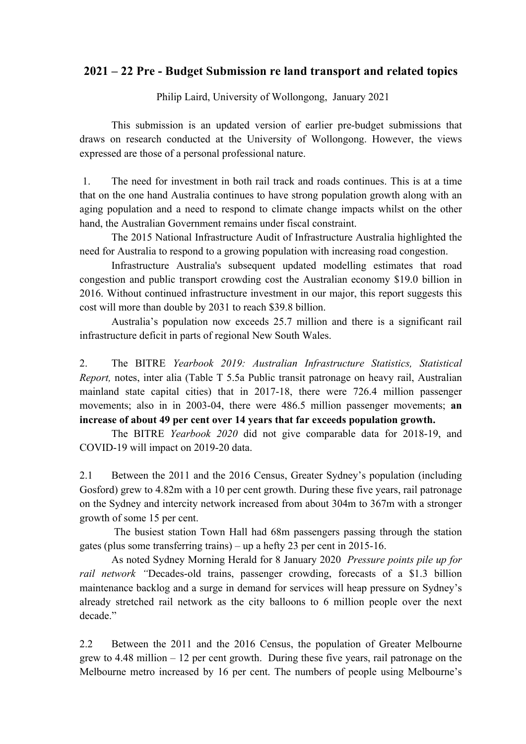# 2021 – 22 Pre - Budget Submission re land transport and related topics

Philip Laird, University of Wollongong, January 2021

This submission is an updated version of earlier pre-budget submissions that draws on research conducted at the University of Wollongong. However, the views expressed are those of a personal professional nature.

1. The need for investment in both rail track and roads continues. This is at a time that on the one hand Australia continues to have strong population growth along with an aging population and a need to respond to climate change impacts whilst on the other hand, the Australian Government remains under fiscal constraint.

The 2015 National Infrastructure Audit of Infrastructure Australia highlighted the need for Australia to respond to a growing population with increasing road congestion.

Infrastructure Australia's subsequent updated modelling estimates that road congestion and public transport crowding cost the Australian economy $19.0 billion in 2016. Without continued infrastructure investment in our major, this report suggests this cost will more than double by 2031 to reach $39.8 billion.

Australia's population now exceeds 25.7 million and there is a significant rail infrastructure deficit in parts of regional New South Wales.

2. The BITRE *Yearbook 2019: Australian Infrastructure Statistics, Statistical Report,* notes, inter alia (Table T 5.5a Public transit patronage on heavy rail, Australian mainland state capital cities) that in 2017-18, there were 726.4 million passenger movements; also in in 2003-04, there were 486.5 million passenger movements; **an increase of about 49 per cent over 14 years that far exceeds population growth.**

The BITRE *Yearbook 2020* did not give comparable data for 2018-19, and COVID-19 will impact on 2019-20 data.

2.1 Between the 2011 and the 2016 Census, Greater Sydney's population (including Gosford) grew to 4.82m with a 10 per cent growth. During these five years, rail patronage on the Sydney and intercity network increased from about 304m to 367m with a stronger growth of some 15 per cent.

The busiest station Town Hall had 68m passengers passing through the station gates (plus some transferring trains) – up a hefty 23 per cent in 2015-16.

As noted Sydney Morning Herald for 8 January 2020 *Pressure points pile up for rail network "*Decades-old trains, passenger crowding, forecasts of a $1.3 billion maintenance backlog and a surge in demand for services will heap pressure on Sydney's already stretched rail network as the city balloons to 6 million people over the next decade."

2.2 Between the 2011 and the 2016 Census, the population of Greater Melbourne grew to 4.48 million – 12 per cent growth. During these five years, rail patronage on the Melbourne metro increased by 16 per cent. The numbers of people using Melbourne's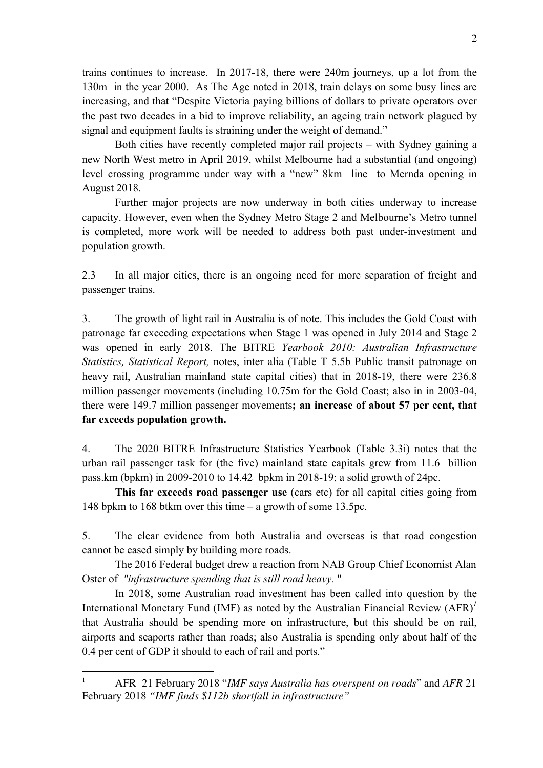trains continues to increase. In 2017-18, there were 240m journeys, up a lot from the 130m in the year 2000. As The Age noted in 2018, train delays on some busy lines are increasing, and that "Despite Victoria paying billions of dollars to private operators over the past two decades in a bid to improve reliability, an ageing train network plagued by signal and equipment faults is straining under the weight of demand."

Both cities have recently completed major rail projects – with Sydney gaining a new North West metro in April 2019, whilst Melbourne had a substantial (and ongoing) level crossing programme under way with a "new" 8km line to Mernda opening in August 2018.

Further major projects are now underway in both cities underway to increase capacity. However, even when the Sydney Metro Stage 2 and Melbourne's Metro tunnel is completed, more work will be needed to address both past under-investment and population growth.

2.3 In all major cities, there is an ongoing need for more separation of freight and passenger trains.

3. The growth of light rail in Australia is of note. This includes the Gold Coast with patronage far exceeding expectations when Stage 1 was opened in July 2014 and Stage 2 was opened in early 2018. The BITRE *Yearbook 2010: Australian Infrastructure Statistics, Statistical Report,* notes, inter alia (Table T 5.5b Public transit patronage on heavy rail, Australian mainland state capital cities) that in 2018-19, there were 236.8 million passenger movements (including 10.75m for the Gold Coast; also in in 2003-04, there were 149.7 million passenger movements**; an increase of about 57 per cent, that far exceeds population growth.**

4. The 2020 BITRE Infrastructure Statistics Yearbook (Table 3.3i) notes that the urban rail passenger task for (the five) mainland state capitals grew from 11.6 billion pass.km (bpkm) in 2009-2010 to 14.42 bpkm in 2018-19; a solid growth of 24pc.

**This far exceeds road passenger use** (cars etc) for all capital cities going from 148 bpkm to 168 btkm over this time – a growth of some 13.5pc.

5. The clear evidence from both Australia and overseas is that road congestion cannot be eased simply by building more roads.

The 2016 Federal budget drew a reaction from NAB Group Chief Economist Alan Oster of *"infrastructure spending that is still road heavy."* "

In 2018, some Australian road investment has been called into question by the International Monetary Fund (IMF) as noted by the Australian Financial Review (AFR)[1] that Australia should be spending more on infrastructure, but this should be on rail, airports and seaports rather than roads; also Australia is spending only about half of the 0.4 per cent of GDP it should to each of rail and ports."

---

[1] AFR 21 February 2018 "*IMF says Australia has overspent on roads*" and *AFR* 21 February 2018 *"IMF finds $112b shortfall in infrastructure"*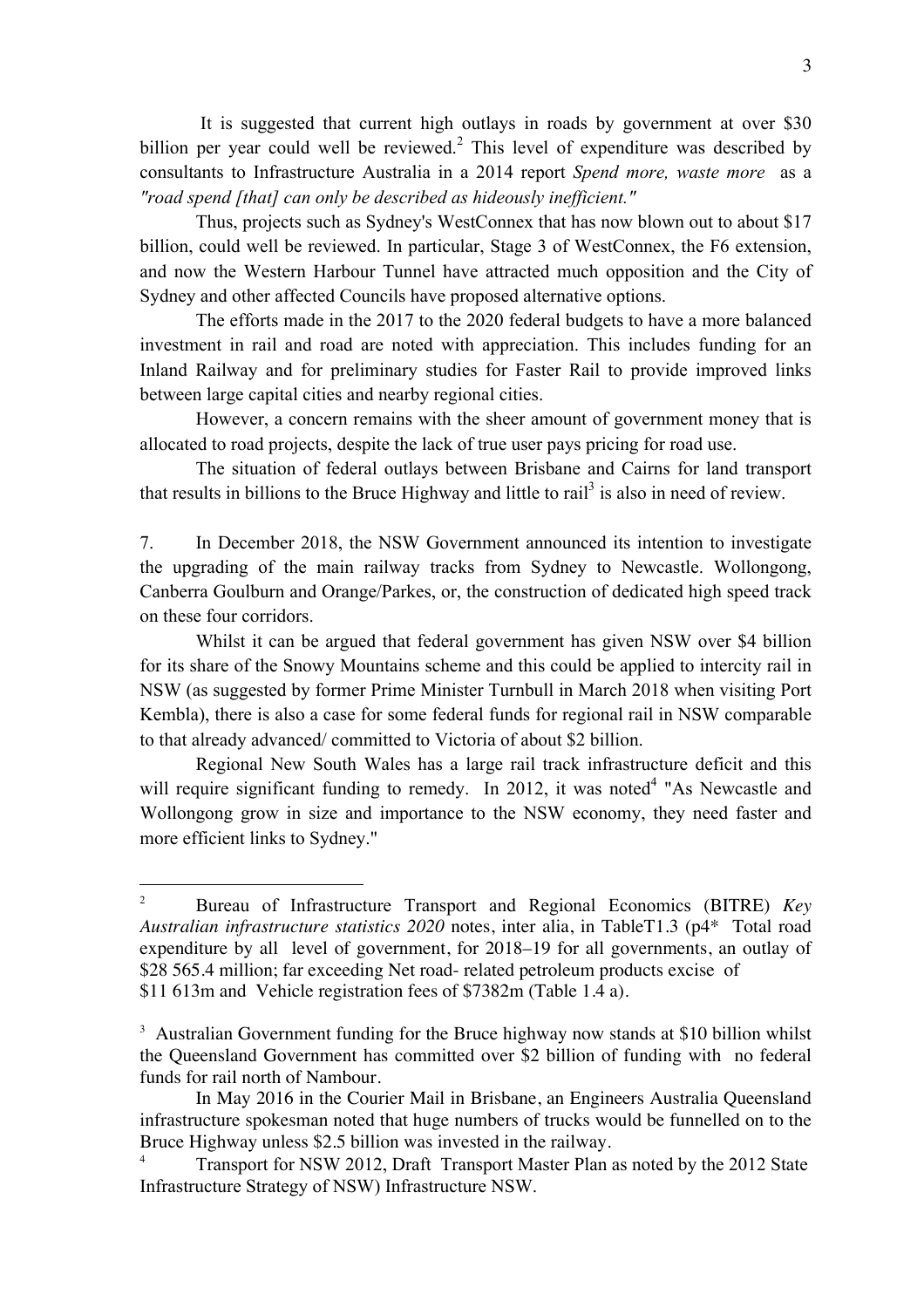It is suggested that current high outlays in roads by government at over $30 billion per year could well be reviewed.[2] This level of expenditure was described by consultants to Infrastructure Australia in a 2014 report *Spend more, waste more* as a *"road spend [that] can only be described as hideously inefficient."*

Thus, projects such as Sydney's WestConnex that has now blown out to about $17 billion, could well be reviewed. In particular, Stage 3 of WestConnex, the F6 extension, and now the Western Harbour Tunnel have attracted much opposition and the City of Sydney and other affected Councils have proposed alternative options.

The efforts made in the 2017 to the 2020 federal budgets to have a more balanced investment in rail and road are noted with appreciation. This includes funding for an Inland Railway and for preliminary studies for Faster Rail to provide improved links between large capital cities and nearby regional cities.

However, a concern remains with the sheer amount of government money that is allocated to road projects, despite the lack of true user pays pricing for road use.

The situation of federal outlays between Brisbane and Cairns for land transport that results in billions to the Bruce Highway and little to rail[3] is also in need of review.

7. In December 2018, the NSW Government announced its intention to investigate the upgrading of the main railway tracks from Sydney to Newcastle. Wollongong, Canberra Goulburn and Orange/Parkes, or, the construction of dedicated high speed track on these four corridors.

Whilst it can be argued that federal government has given NSW over $4 billion for its share of the Snowy Mountains scheme and this could be applied to intercity rail in NSW (as suggested by former Prime Minister Turnbull in March 2018 when visiting Port Kembla), there is also a case for some federal funds for regional rail in NSW comparable to that already advanced/ committed to Victoria of about $2 billion.

Regional New South Wales has a large rail track infrastructure deficit and this will require significant funding to remedy. In 2012, it was noted[4] "As Newcastle and Wollongong grow in size and importance to the NSW economy, they need faster and more efficient links to Sydney."

---

[2] Bureau of Infrastructure Transport and Regional Economics (BITRE) *Key Australian infrastructure statistics 2020* notes, inter alia, in TableT1.3 (p4* Total road expenditure by all level of government, for 2018–19 for all governments, an outlay of $28 565.4 million; far exceeding Net road- related petroleum products excise of $11 613m and Vehicle registration fees of $7382m (Table 1.4 a).

[3] Australian Government funding for the Bruce highway now stands at $10 billion whilst the Queensland Government has committed over $2 billion of funding with no federal funds for rail north of Nambour.

In May 2016 in the Courier Mail in Brisbane, an Engineers Australia Queensland infrastructure spokesman noted that huge numbers of trucks would be funnelled on to the Bruce Highway unless $2.5 billion was invested in the railway.

[4] Transport for NSW 2012, Draft Transport Master Plan as noted by the 2012 State Infrastructure Strategy of NSW) Infrastructure NSW.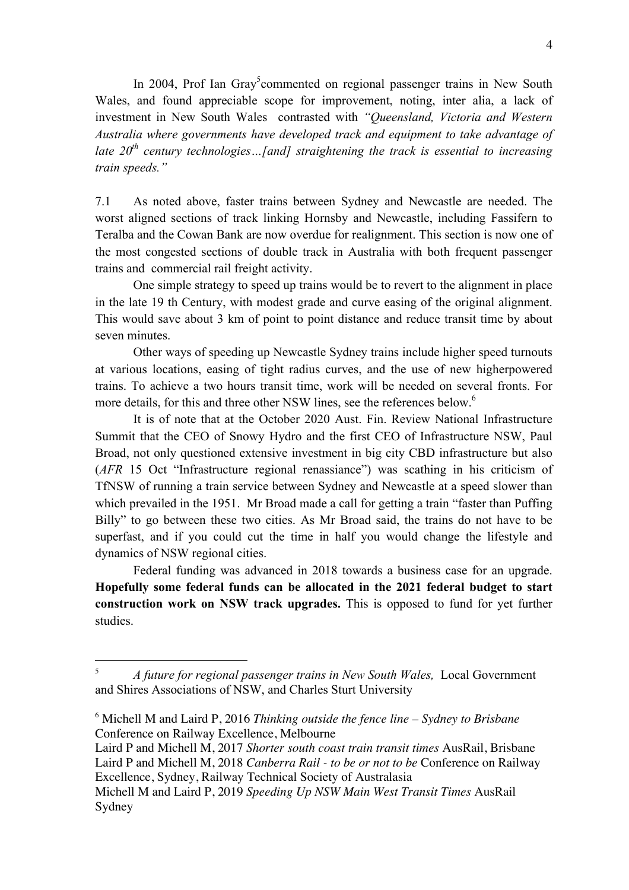In 2004, Prof Ian Gray[5] commented on regional passenger trains in New South Wales, and found appreciable scope for improvement, noting, inter alia, a lack of investment in New South Wales contrasted with *"Queensland, Victoria and Western Australia where governments have developed track and equipment to take advantage of late 20th century technologies…[and] straightening the track is essential to increasing train speeds."*

7.1 As noted above, faster trains between Sydney and Newcastle are needed. The worst aligned sections of track linking Hornsby and Newcastle, including Fassifern to Teralba and the Cowan Bank are now overdue for realignment. This section is now one of the most congested sections of double track in Australia with both frequent passenger trains and commercial rail freight activity.

One simple strategy to speed up trains would be to revert to the alignment in place in the late 19 th Century, with modest grade and curve easing of the original alignment. This would save about 3 km of point to point distance and reduce transit time by about seven minutes.

Other ways of speeding up Newcastle Sydney trains include higher speed turnouts at various locations, easing of tight radius curves, and the use of new higherpowered trains. To achieve a two hours transit time, work will be needed on several fronts. For more details, for this and three other NSW lines, see the references below.[6]

It is of note that at the October 2020 Aust. Fin. Review National Infrastructure Summit that the CEO of Snowy Hydro and the first CEO of Infrastructure NSW, Paul Broad, not only questioned extensive investment in big city CBD infrastructure but also (*AFR* 15 Oct "Infrastructure regional renassiance") was scathing in his criticism of TfNSW of running a train service between Sydney and Newcastle at a speed slower than which prevailed in the 1951. Mr Broad made a call for getting a train "faster than Puffing Billy" to go between these two cities. As Mr Broad said, the trains do not have to be superfast, and if you could cut the time in half you would change the lifestyle and dynamics of NSW regional cities.

Federal funding was advanced in 2018 towards a business case for an upgrade. **Hopefully some federal funds can be allocated in the 2021 federal budget to start construction work on NSW track upgrades.** This is opposed to fund for yet further studies.

---

[5] *A future for regional passenger trains in New South Wales,* Local Government and Shires Associations of NSW, and Charles Sturt University

[6] Michell M and Laird P, 2016 *Thinking outside the fence line – Sydney to Brisbane* Conference on Railway Excellence, Melbourne

Laird P and Michell M, 2017 *Shorter south coast train transit times* AusRail, Brisbane

Laird P and Michell M, 2018 *Canberra Rail - to be or not to be* Conference on Railway Excellence, Sydney, Railway Technical Society of Australasia

Michell M and Laird P, 2019 *Speeding Up NSW Main West Transit Times* AusRail Sydney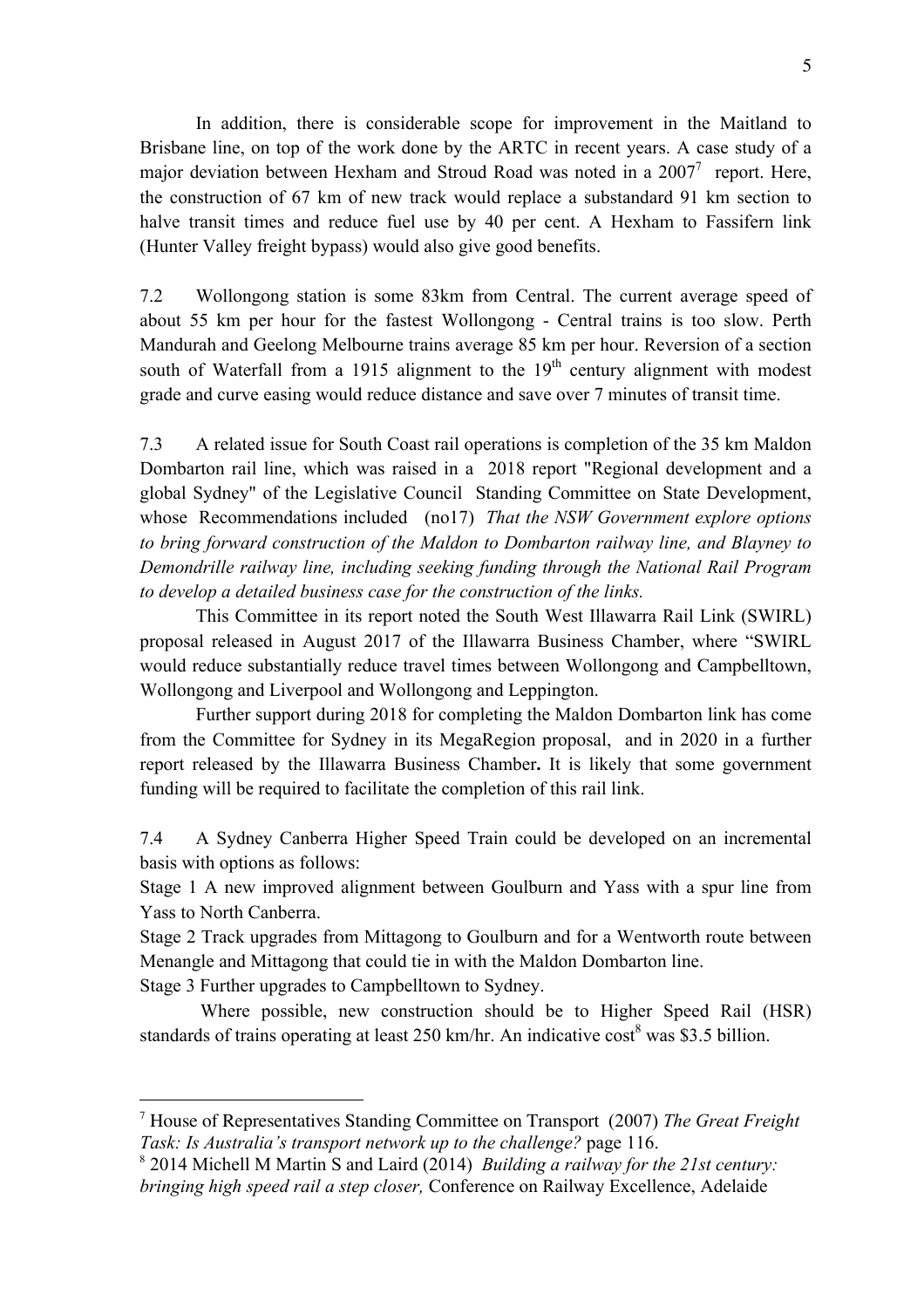In addition, there is considerable scope for improvement in the Maitland to Brisbane line, on top of the work done by the ARTC in recent years. A case study of a major deviation between Hexham and Stroud Road was noted in a 2007[7] report. Here, the construction of 67 km of new track would replace a substandard 91 km section to halve transit times and reduce fuel use by 40 per cent. A Hexham to Fassifern link (Hunter Valley freight bypass) would also give good benefits.

7.2 Wollongong station is some 83km from Central. The current average speed of about 55 km per hour for the fastest Wollongong - Central trains is too slow. Perth Mandurah and Geelong Melbourne trains average 85 km per hour. Reversion of a section south of Waterfall from a 1915 alignment to the 19th century alignment with modest grade and curve easing would reduce distance and save over 7 minutes of transit time.

7.3 A related issue for South Coast rail operations is completion of the 35 km Maldon Dombarton rail line, which was raised in a 2018 report "Regional development and a global Sydney" of the Legislative Council Standing Committee on State Development, whose Recommendations included (no17) *That the NSW Government explore options to bring forward construction of the Maldon to Dombarton railway line, and Blayney to Demondrille railway line, including seeking funding through the National Rail Program to develop a detailed business case for the construction of the links.*

This Committee in its report noted the South West Illawarra Rail Link (SWIRL) proposal released in August 2017 of the Illawarra Business Chamber, where "SWIRL would reduce substantially reduce travel times between Wollongong and Campbelltown, Wollongong and Liverpool and Wollongong and Leppington.

Further support during 2018 for completing the Maldon Dombarton link has come from the Committee for Sydney in its MegaRegion proposal, and in 2020 in a further report released by the Illawarra Business Chamber**.** It is likely that some government funding will be required to facilitate the completion of this rail link.

7.4 A Sydney Canberra Higher Speed Train could be developed on an incremental basis with options as follows:

Stage 1 A new improved alignment between Goulburn and Yass with a spur line from Yass to North Canberra.

Stage 2 Track upgrades from Mittagong to Goulburn and for a Wentworth route between Menangle and Mittagong that could tie in with the Maldon Dombarton line.

Stage 3 Further upgrades to Campbelltown to Sydney.

Where possible, new construction should be to Higher Speed Rail (HSR) standards of trains operating at least 250 km/hr. An indicative cost[8] was $3.5 billion.

---

[7] House of Representatives Standing Committee on Transport (2007) *The Great Freight Task: Is Australia's transport network up to the challenge?* page 116.

[8] 2014 Michell M Martin S and Laird (2014) *Building a railway for the 21st century: bringing high speed rail a step closer,* Conference on Railway Excellence, Adelaide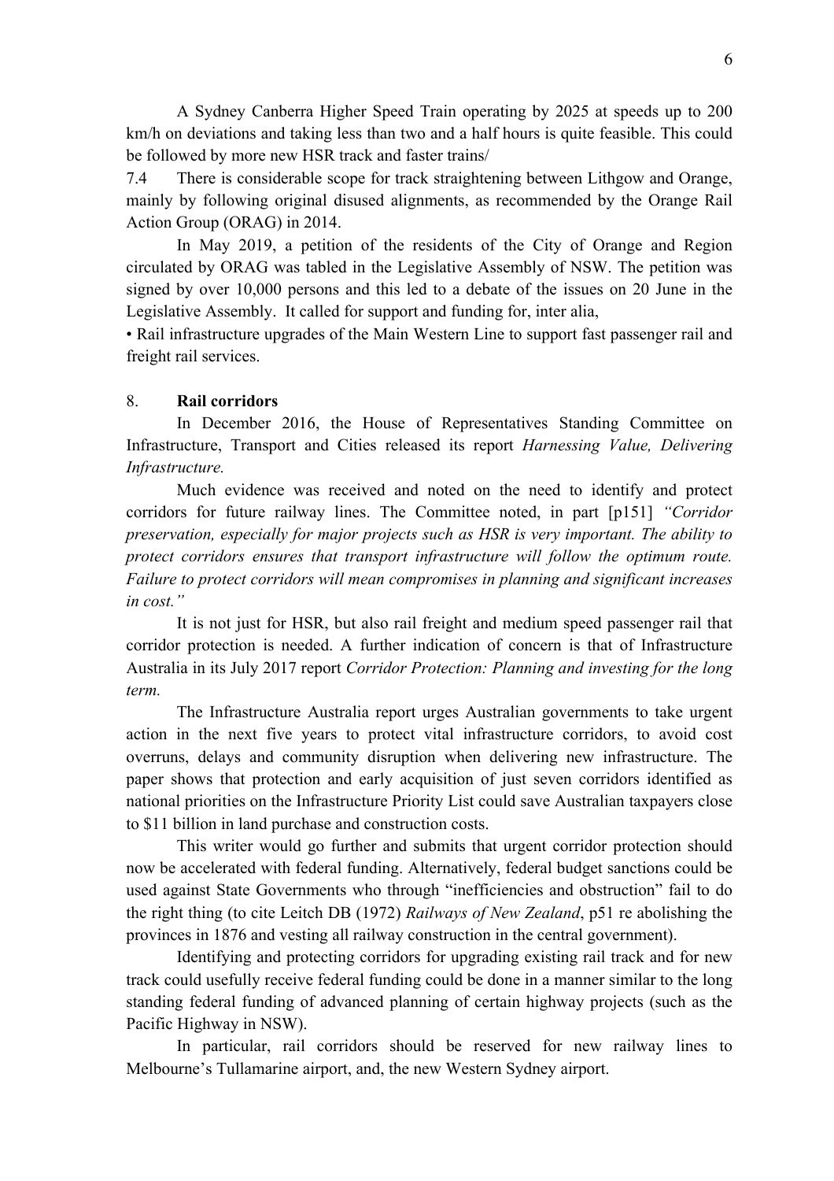A Sydney Canberra Higher Speed Train operating by 2025 at speeds up to 200 km/h on deviations and taking less than two and a half hours is quite feasible. This could be followed by more new HSR track and faster trains/

7.4 There is considerable scope for track straightening between Lithgow and Orange, mainly by following original disused alignments, as recommended by the Orange Rail Action Group (ORAG) in 2014.

In May 2019, a petition of the residents of the City of Orange and Region circulated by ORAG was tabled in the Legislative Assembly of NSW. The petition was signed by over 10,000 persons and this led to a debate of the issues on 20 June in the Legislative Assembly. It called for support and funding for, inter alia,

- Rail infrastructure upgrades of the Main Western Line to support fast passenger rail and freight rail services.

## 8. **Rail corridors**

In December 2016, the House of Representatives Standing Committee on Infrastructure, Transport and Cities released its report *Harnessing Value, Delivering Infrastructure.*

Much evidence was received and noted on the need to identify and protect corridors for future railway lines. The Committee noted, in part [p151] *"Corridor preservation, especially for major projects such as HSR is very important. The ability to protect corridors ensures that transport infrastructure will follow the optimum route. Failure to protect corridors will mean compromises in planning and significant increases in cost."*

It is not just for HSR, but also rail freight and medium speed passenger rail that corridor protection is needed. A further indication of concern is that of Infrastructure Australia in its July 2017 report *Corridor Protection: Planning and investing for the long term.*

The Infrastructure Australia report urges Australian governments to take urgent action in the next five years to protect vital infrastructure corridors, to avoid cost overruns, delays and community disruption when delivering new infrastructure. The paper shows that protection and early acquisition of just seven corridors identified as national priorities on the Infrastructure Priority List could save Australian taxpayers close to $11 billion in land purchase and construction costs.

This writer would go further and submits that urgent corridor protection should now be accelerated with federal funding. Alternatively, federal budget sanctions could be used against State Governments who through "inefficiencies and obstruction" fail to do the right thing (to cite Leitch DB (1972) *Railways of New Zealand*, p51 re abolishing the provinces in 1876 and vesting all railway construction in the central government).

Identifying and protecting corridors for upgrading existing rail track and for new track could usefully receive federal funding could be done in a manner similar to the long standing federal funding of advanced planning of certain highway projects (such as the Pacific Highway in NSW).

In particular, rail corridors should be reserved for new railway lines to Melbourne's Tullamarine airport, and, the new Western Sydney airport.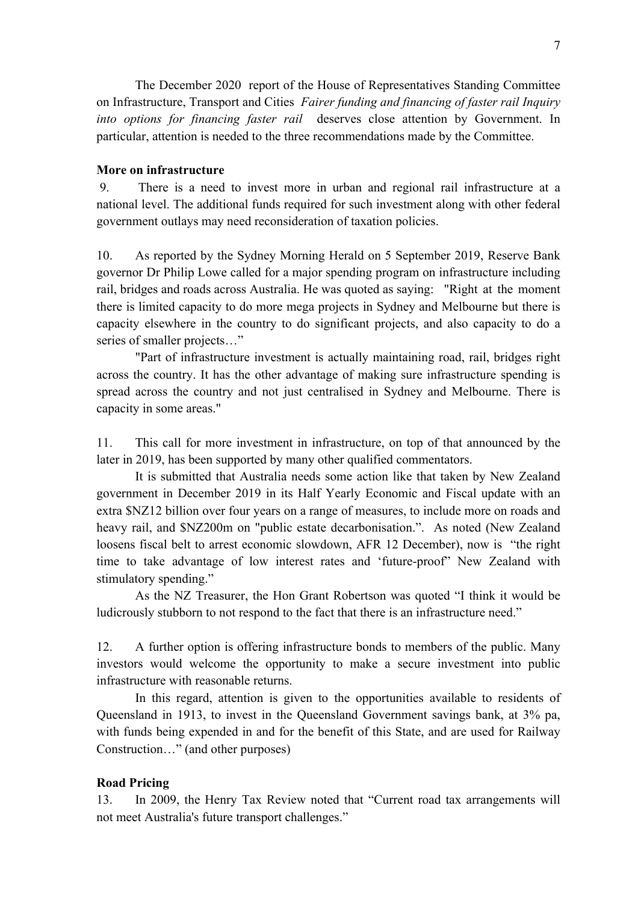The December 2020 report of the House of Representatives Standing Committee on Infrastructure, Transport and Cities *Fairer funding and financing of faster rail Inquiry into options for financing faster rail* deserves close attention by Government. In particular, attention is needed to the three recommendations made by the Committee.

**More on infrastructure**

9. There is a need to invest more in urban and regional rail infrastructure at a national level. The additional funds required for such investment along with other federal government outlays may need reconsideration of taxation policies.

10. As reported by the Sydney Morning Herald on 5 September 2019, Reserve Bank governor Dr Philip Lowe called for a major spending program on infrastructure including rail, bridges and roads across Australia. He was quoted as saying: "Right at the moment there is limited capacity to do more mega projects in Sydney and Melbourne but there is capacity elsewhere in the country to do significant projects, and also capacity to do a series of smaller projects…"

"Part of infrastructure investment is actually maintaining road, rail, bridges right across the country. It has the other advantage of making sure infrastructure spending is spread across the country and not just centralised in Sydney and Melbourne. There is capacity in some areas."

11. This call for more investment in infrastructure, on top of that announced by the later in 2019, has been supported by many other qualified commentators.

It is submitted that Australia needs some action like that taken by New Zealand government in December 2019 in its Half Yearly Economic and Fiscal update with an extra $NZ12 billion over four years on a range of measures, to include more on roads and heavy rail, and $NZ200m on "public estate decarbonisation.". As noted (New Zealand loosens fiscal belt to arrest economic slowdown, AFR 12 December), now is "the right time to take advantage of low interest rates and 'future-proof' New Zealand with stimulatory spending."

As the NZ Treasurer, the Hon Grant Robertson was quoted "I think it would be ludicrously stubborn to not respond to the fact that there is an infrastructure need."

12. A further option is offering infrastructure bonds to members of the public. Many investors would welcome the opportunity to make a secure investment into public infrastructure with reasonable returns.

In this regard, attention is given to the opportunities available to residents of Queensland in 1913, to invest in the Queensland Government savings bank, at 3% pa, with funds being expended in and for the benefit of this State, and are used for Railway Construction…" (and other purposes)

**Road Pricing**

13. In 2009, the Henry Tax Review noted that "Current road tax arrangements will not meet Australia's future transport challenges."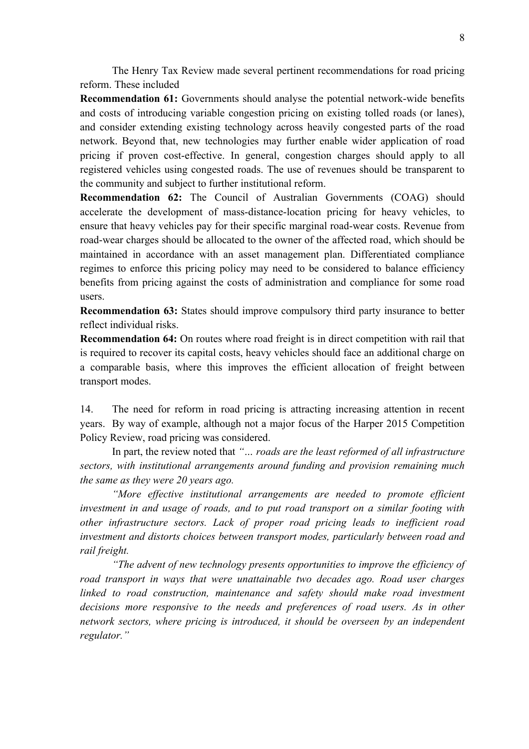The Henry Tax Review made several pertinent recommendations for road pricing reform. These included

**Recommendation 61:** Governments should analyse the potential network-wide benefits and costs of introducing variable congestion pricing on existing tolled roads (or lanes), and consider extending existing technology across heavily congested parts of the road network. Beyond that, new technologies may further enable wider application of road pricing if proven cost-effective. In general, congestion charges should apply to all registered vehicles using congested roads. The use of revenues should be transparent to the community and subject to further institutional reform.

**Recommendation 62:** The Council of Australian Governments (COAG) should accelerate the development of mass-distance-location pricing for heavy vehicles, to ensure that heavy vehicles pay for their specific marginal road-wear costs. Revenue from road-wear charges should be allocated to the owner of the affected road, which should be maintained in accordance with an asset management plan. Differentiated compliance regimes to enforce this pricing policy may need to be considered to balance efficiency benefits from pricing against the costs of administration and compliance for some road users.

**Recommendation 63:** States should improve compulsory third party insurance to better reflect individual risks.

**Recommendation 64:** On routes where road freight is in direct competition with rail that is required to recover its capital costs, heavy vehicles should face an additional charge on a comparable basis, where this improves the efficient allocation of freight between transport modes.

14. The need for reform in road pricing is attracting increasing attention in recent years. By way of example, although not a major focus of the Harper 2015 Competition Policy Review, road pricing was considered.

In part, the review noted that *"… roads are the least reformed of all infrastructure sectors, with institutional arrangements around funding and provision remaining much the same as they were 20 years ago.*

*"More effective institutional arrangements are needed to promote efficient investment in and usage of roads, and to put road transport on a similar footing with other infrastructure sectors. Lack of proper road pricing leads to inefficient road investment and distorts choices between transport modes, particularly between road and rail freight.*

*"The advent of new technology presents opportunities to improve the efficiency of road transport in ways that were unattainable two decades ago. Road user charges linked to road construction, maintenance and safety should make road investment decisions more responsive to the needs and preferences of road users. As in other network sectors, where pricing is introduced, it should be overseen by an independent regulator."*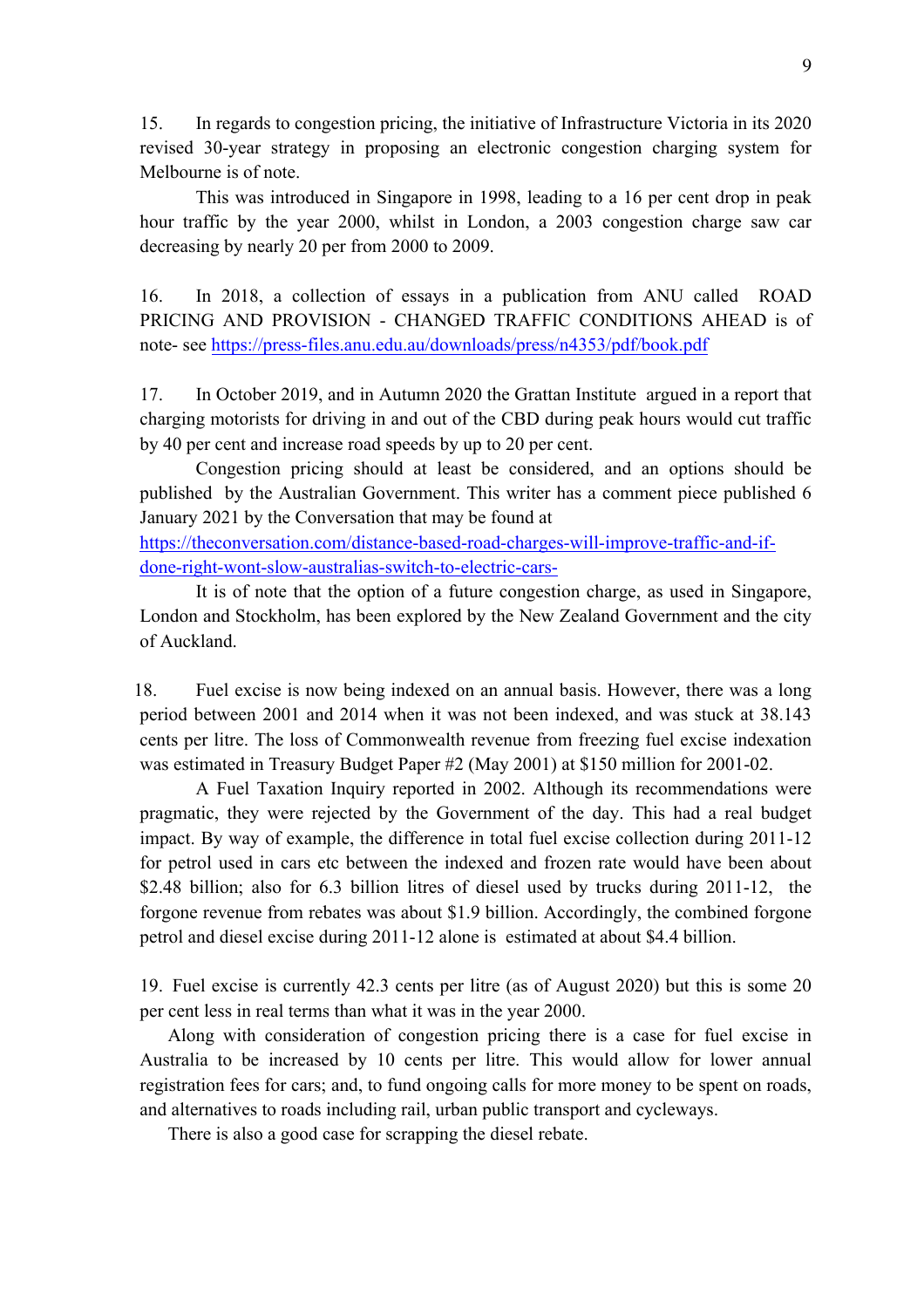15. In regards to congestion pricing, the initiative of Infrastructure Victoria in its 2020 revised 30-year strategy in proposing an electronic congestion charging system for Melbourne is of note.

This was introduced in Singapore in 1998, leading to a 16 per cent drop in peak hour traffic by the year 2000, whilst in London, a 2003 congestion charge saw car decreasing by nearly 20 per from 2000 to 2009.

16. In 2018, a collection of essays in a publication from ANU called ROAD PRICING AND PROVISION - CHANGED TRAFFIC CONDITIONS AHEAD is of note- see https://press-files.anu.edu.au/downloads/press/n4353/pdf/book.pdf

17. In October 2019, and in Autumn 2020 the Grattan Institute argued in a report that charging motorists for driving in and out of the CBD during peak hours would cut traffic by 40 per cent and increase road speeds by up to 20 per cent.

Congestion pricing should at least be considered, and an options should be published by the Australian Government. This writer has a comment piece published 6 January 2021 by the Conversation that may be found at https://theconversation.com/distance-based-road-charges-will-improve-traffic-and-if-done-right-wont-slow-australias-switch-to-electric-cars-

It is of note that the option of a future congestion charge, as used in Singapore, London and Stockholm, has been explored by the New Zealand Government and the city of Auckland.

18. Fuel excise is now being indexed on an annual basis. However, there was a long period between 2001 and 2014 when it was not been indexed, and was stuck at 38.143 cents per litre. The loss of Commonwealth revenue from freezing fuel excise indexation was estimated in Treasury Budget Paper #2 (May 2001) at $150 million for 2001-02.

A Fuel Taxation Inquiry reported in 2002. Although its recommendations were pragmatic, they were rejected by the Government of the day. This had a real budget impact. By way of example, the difference in total fuel excise collection during 2011-12 for petrol used in cars etc between the indexed and frozen rate would have been about $2.48 billion; also for 6.3 billion litres of diesel used by trucks during 2011-12, the forgone revenue from rebates was about $1.9 billion. Accordingly, the combined forgone petrol and diesel excise during 2011-12 alone is estimated at about $4.4 billion.

19. Fuel excise is currently 42.3 cents per litre (as of August 2020) but this is some 20 per cent less in real terms than what it was in the year 2000.

Along with consideration of congestion pricing there is a case for fuel excise in Australia to be increased by 10 cents per litre. This would allow for lower annual registration fees for cars; and, to fund ongoing calls for more money to be spent on roads, and alternatives to roads including rail, urban public transport and cycleways.

There is also a good case for scrapping the diesel rebate.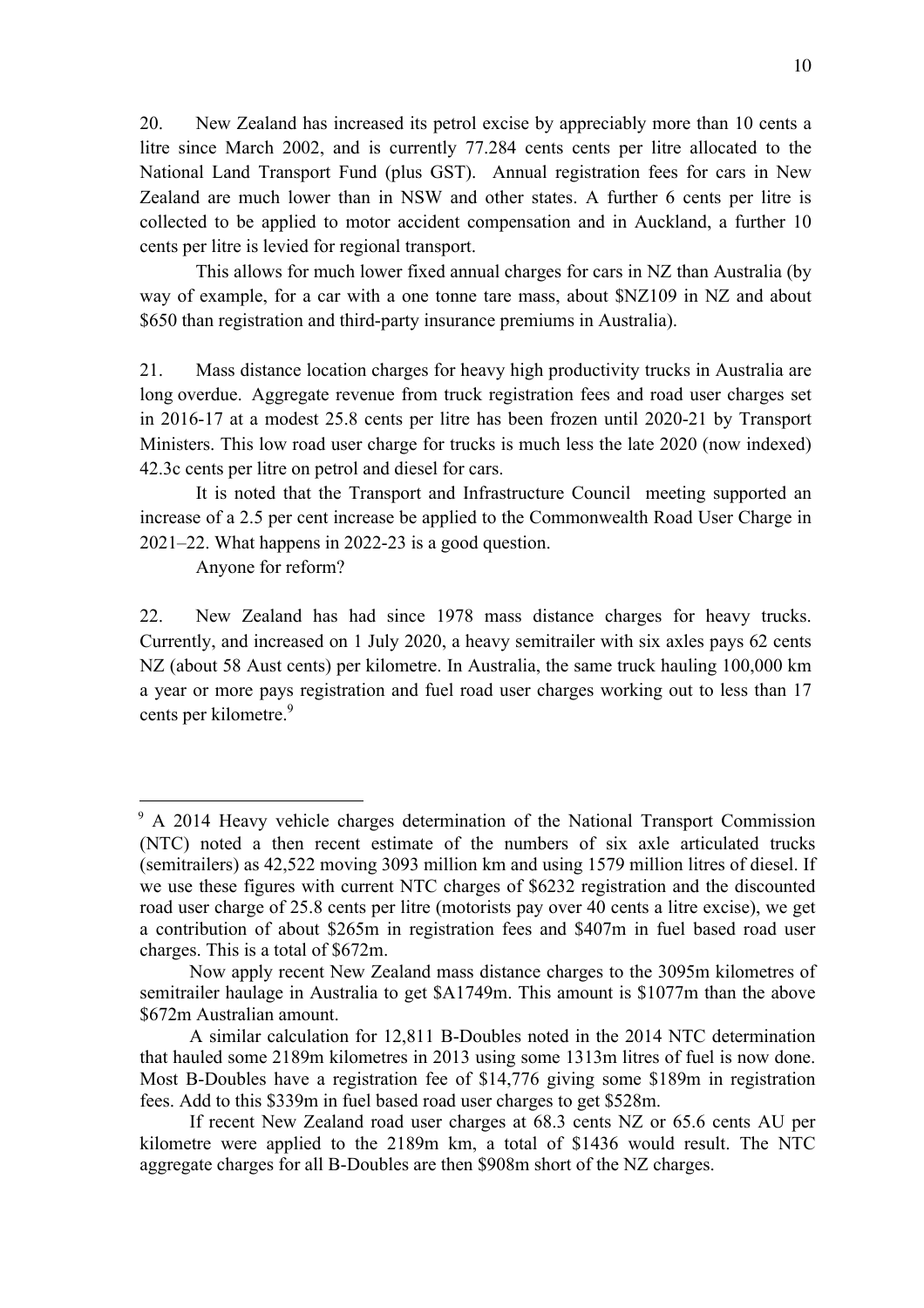20. New Zealand has increased its petrol excise by appreciably more than 10 cents a litre since March 2002, and is currently 77.284 cents cents per litre allocated to the National Land Transport Fund (plus GST). Annual registration fees for cars in New Zealand are much lower than in NSW and other states. A further 6 cents per litre is collected to be applied to motor accident compensation and in Auckland, a further 10 cents per litre is levied for regional transport.

This allows for much lower fixed annual charges for cars in NZ than Australia (by way of example, for a car with a one tonne tare mass, about $NZ109 in NZ and about $650 than registration and third-party insurance premiums in Australia).

21. Mass distance location charges for heavy high productivity trucks in Australia are long overdue. Aggregate revenue from truck registration fees and road user charges set in 2016-17 at a modest 25.8 cents per litre has been frozen until 2020-21 by Transport Ministers. This low road user charge for trucks is much less the late 2020 (now indexed) 42.3c cents per litre on petrol and diesel for cars.

It is noted that the Transport and Infrastructure Council meeting supported an increase of a 2.5 per cent increase be applied to the Commonwealth Road User Charge in 2021–22. What happens in 2022-23 is a good question.

Anyone for reform?

22. New Zealand has had since 1978 mass distance charges for heavy trucks. Currently, and increased on 1 July 2020, a heavy semitrailer with six axles pays 62 cents NZ (about 58 Aust cents) per kilometre. In Australia, the same truck hauling 100,000 km a year or more pays registration and fuel road user charges working out to less than 17 cents per kilometre.[9]

---

[9] A 2014 Heavy vehicle charges determination of the National Transport Commission (NTC) noted a then recent estimate of the numbers of six axle articulated trucks (semitrailers) as 42,522 moving 3093 million km and using 1579 million litres of diesel. If we use these figures with current NTC charges of $6232 registration and the discounted road user charge of 25.8 cents per litre (motorists pay over 40 cents a litre excise), we get a contribution of about $265m in registration fees and $407m in fuel based road user charges. This is a total of $672m.

Now apply recent New Zealand mass distance charges to the 3095m kilometres of semitrailer haulage in Australia to get $A1749m. This amount is $1077m than the above $672m Australian amount.

A similar calculation for 12,811 B-Doubles noted in the 2014 NTC determination that hauled some 2189m kilometres in 2013 using some 1313m litres of fuel is now done. Most B-Doubles have a registration fee of $14,776 giving some $189m in registration fees. Add to this $339m in fuel based road user charges to get $528m.

If recent New Zealand road user charges at 68.3 cents NZ or 65.6 cents AU per kilometre were applied to the 2189m km, a total of $1436 would result. The NTC aggregate charges for all B-Doubles are then $908m short of the NZ charges.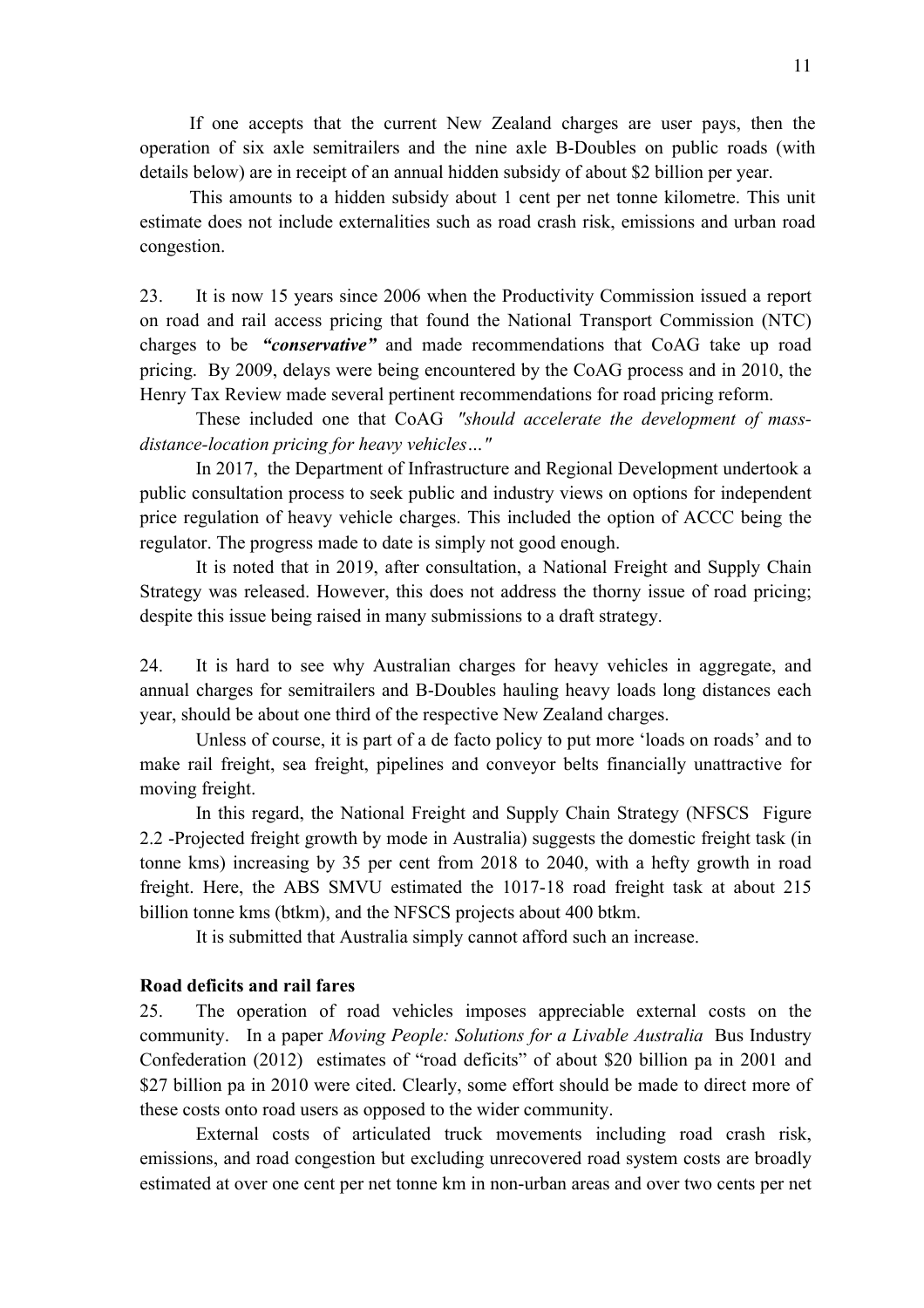If one accepts that the current New Zealand charges are user pays, then the operation of six axle semitrailers and the nine axle B-Doubles on public roads (with details below) are in receipt of an annual hidden subsidy of about $2 billion per year.

This amounts to a hidden subsidy about 1 cent per net tonne kilometre. This unit estimate does not include externalities such as road crash risk, emissions and urban road congestion.

23. It is now 15 years since 2006 when the Productivity Commission issued a report on road and rail access pricing that found the National Transport Commission (NTC) charges to be ***"conservative"*** and made recommendations that CoAG take up road pricing. By 2009, delays were being encountered by the CoAG process and in 2010, the Henry Tax Review made several pertinent recommendations for road pricing reform.

These included one that CoAG *"should accelerate the development of mass-distance-location pricing for heavy vehicles…"*

In 2017, the Department of Infrastructure and Regional Development undertook a public consultation process to seek public and industry views on options for independent price regulation of heavy vehicle charges. This included the option of ACCC being the regulator. The progress made to date is simply not good enough.

It is noted that in 2019, after consultation, a National Freight and Supply Chain Strategy was released. However, this does not address the thorny issue of road pricing; despite this issue being raised in many submissions to a draft strategy.

24. It is hard to see why Australian charges for heavy vehicles in aggregate, and annual charges for semitrailers and B-Doubles hauling heavy loads long distances each year, should be about one third of the respective New Zealand charges.

Unless of course, it is part of a de facto policy to put more 'loads on roads' and to make rail freight, sea freight, pipelines and conveyor belts financially unattractive for moving freight.

In this regard, the National Freight and Supply Chain Strategy (NFSCS Figure 2.2 -Projected freight growth by mode in Australia) suggests the domestic freight task (in tonne kms) increasing by 35 per cent from 2018 to 2040, with a hefty growth in road freight. Here, the ABS SMVU estimated the 1017-18 road freight task at about 215 billion tonne kms (btkm), and the NFSCS projects about 400 btkm.

It is submitted that Australia simply cannot afford such an increase.

**Road deficits and rail fares**

25. The operation of road vehicles imposes appreciable external costs on the community. In a paper *Moving People: Solutions for a Livable Australia* Bus Industry Confederation (2012) estimates of "road deficits" of about $20 billion pa in 2001 and $27 billion pa in 2010 were cited. Clearly, some effort should be made to direct more of these costs onto road users as opposed to the wider community.

External costs of articulated truck movements including road crash risk, emissions, and road congestion but excluding unrecovered road system costs are broadly estimated at over one cent per net tonne km in non-urban areas and over two cents per net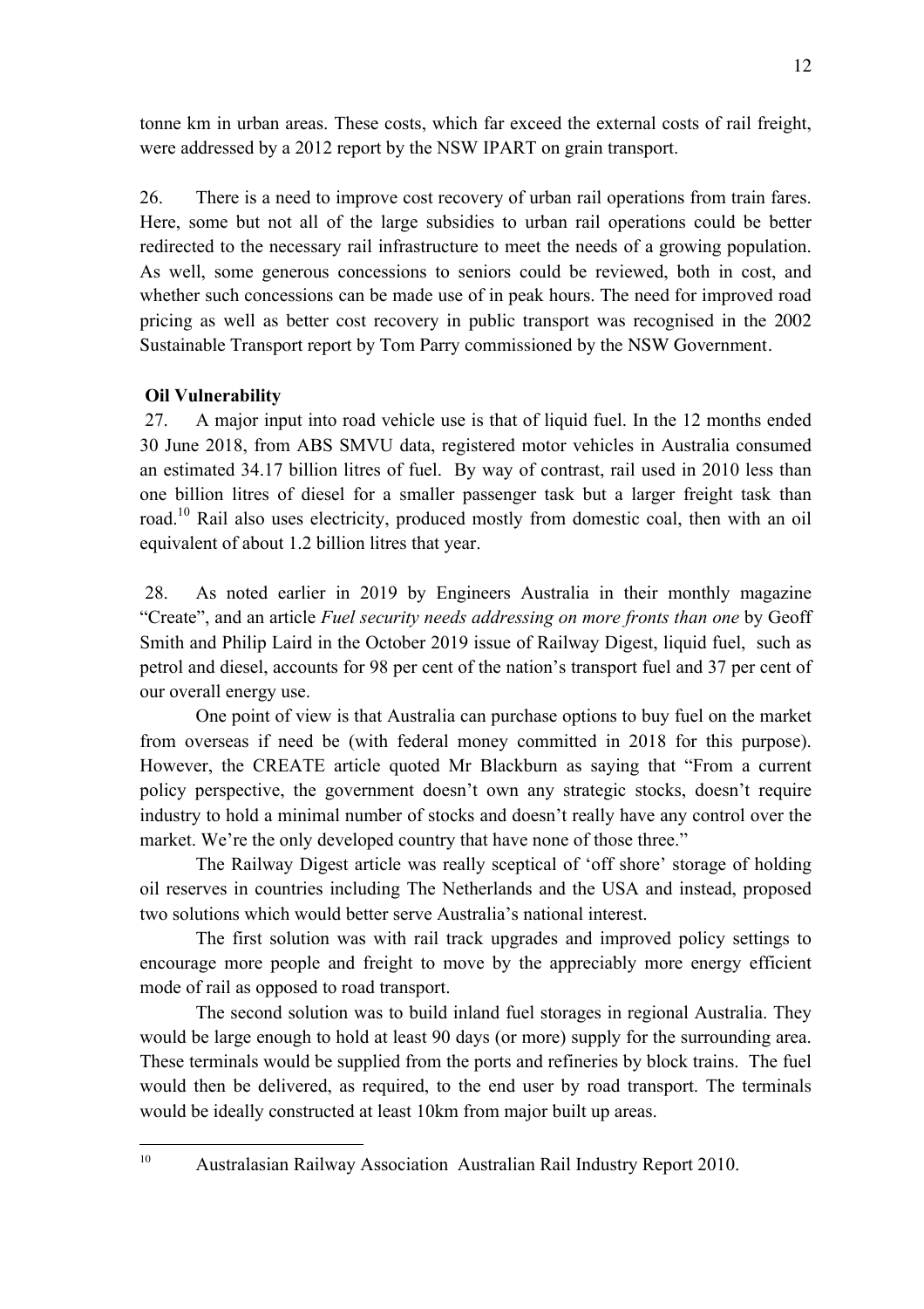tonne km in urban areas. These costs, which far exceed the external costs of rail freight, were addressed by a 2012 report by the NSW IPART on grain transport.

26. There is a need to improve cost recovery of urban rail operations from train fares. Here, some but not all of the large subsidies to urban rail operations could be better redirected to the necessary rail infrastructure to meet the needs of a growing population. As well, some generous concessions to seniors could be reviewed, both in cost, and whether such concessions can be made use of in peak hours. The need for improved road pricing as well as better cost recovery in public transport was recognised in the 2002 Sustainable Transport report by Tom Parry commissioned by the NSW Government.

**Oil Vulnerability**

27. A major input into road vehicle use is that of liquid fuel. In the 12 months ended 30 June 2018, from ABS SMVU data, registered motor vehicles in Australia consumed an estimated 34.17 billion litres of fuel. By way of contrast, rail used in 2010 less than one billion litres of diesel for a smaller passenger task but a larger freight task than road.[10] Rail also uses electricity, produced mostly from domestic coal, then with an oil equivalent of about 1.2 billion litres that year.

28. As noted earlier in 2019 by Engineers Australia in their monthly magazine "Create", and an article *Fuel security needs addressing on more fronts than one* by Geoff Smith and Philip Laird in the October 2019 issue of Railway Digest, liquid fuel, such as petrol and diesel, accounts for 98 per cent of the nation's transport fuel and 37 per cent of our overall energy use.

One point of view is that Australia can purchase options to buy fuel on the market from overseas if need be (with federal money committed in 2018 for this purpose). However, the CREATE article quoted Mr Blackburn as saying that "From a current policy perspective, the government doesn't own any strategic stocks, doesn't require industry to hold a minimal number of stocks and doesn't really have any control over the market. We're the only developed country that have none of those three."

The Railway Digest article was really sceptical of 'off shore' storage of holding oil reserves in countries including The Netherlands and the USA and instead, proposed two solutions which would better serve Australia's national interest.

The first solution was with rail track upgrades and improved policy settings to encourage more people and freight to move by the appreciably more energy efficient mode of rail as opposed to road transport.

The second solution was to build inland fuel storages in regional Australia. They would be large enough to hold at least 90 days (or more) supply for the surrounding area. These terminals would be supplied from the ports and refineries by block trains. The fuel would then be delivered, as required, to the end user by road transport. The terminals would be ideally constructed at least 10km from major built up areas.

---

[10] Australasian Railway Association Australian Rail Industry Report 2010.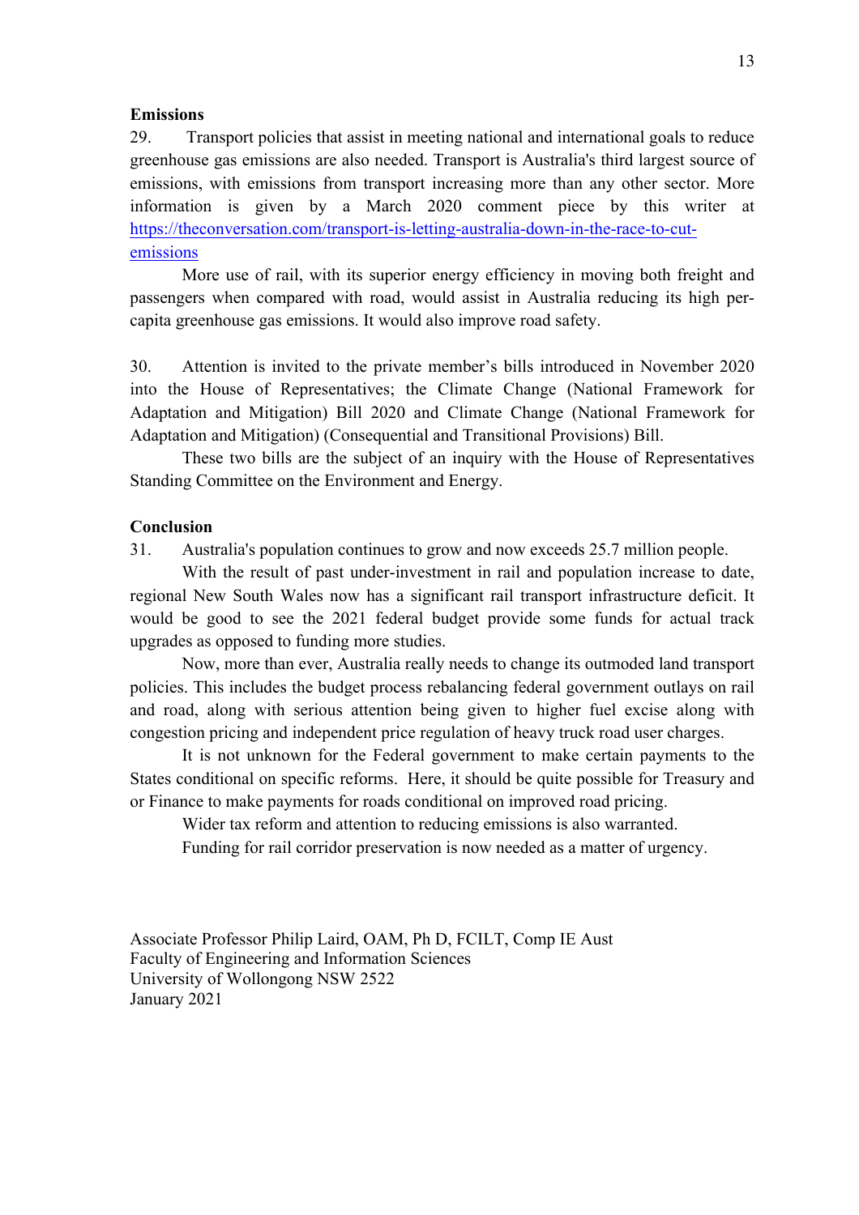**Emissions**

29. Transport policies that assist in meeting national and international goals to reduce greenhouse gas emissions are also needed. Transport is Australia's third largest source of emissions, with emissions from transport increasing more than any other sector. More information is given by a March 2020 comment piece by this writer at https://theconversation.com/transport-is-letting-australia-down-in-the-race-to-cut-emissions

More use of rail, with its superior energy efficiency in moving both freight and passengers when compared with road, would assist in Australia reducing its high per-capita greenhouse gas emissions. It would also improve road safety.

30. Attention is invited to the private member's bills introduced in November 2020 into the House of Representatives; the Climate Change (National Framework for Adaptation and Mitigation) Bill 2020 and Climate Change (National Framework for Adaptation and Mitigation) (Consequential and Transitional Provisions) Bill.

These two bills are the subject of an inquiry with the House of Representatives Standing Committee on the Environment and Energy.

**Conclusion**

31. Australia's population continues to grow and now exceeds 25.7 million people.

With the result of past under-investment in rail and population increase to date, regional New South Wales now has a significant rail transport infrastructure deficit. It would be good to see the 2021 federal budget provide some funds for actual track upgrades as opposed to funding more studies.

Now, more than ever, Australia really needs to change its outmoded land transport policies. This includes the budget process rebalancing federal government outlays on rail and road, along with serious attention being given to higher fuel excise along with congestion pricing and independent price regulation of heavy truck road user charges.

It is not unknown for the Federal government to make certain payments to the States conditional on specific reforms. Here, it should be quite possible for Treasury and or Finance to make payments for roads conditional on improved road pricing.

Wider tax reform and attention to reducing emissions is also warranted.

Funding for rail corridor preservation is now needed as a matter of urgency.

Associate Professor Philip Laird, OAM, Ph D, FCILT, Comp IE Aust
Faculty of Engineering and Information Sciences
University of Wollongong NSW 2522
January 2021